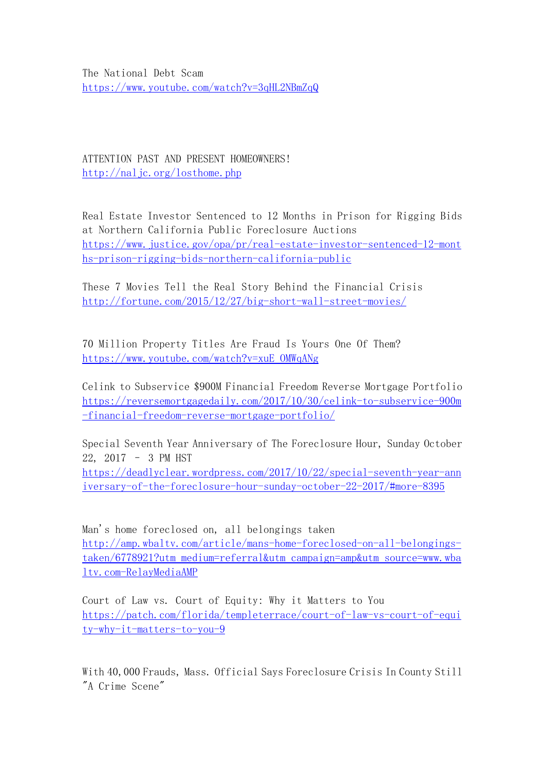The National Debt Scam
https://www.youtube.com/watch?v=3qHL2NBmZqQ

ATTENTION PAST AND PRESENT HOMEOWNERS!
http://naljc.org/losthome.php

Real Estate Investor Sentenced to 12 Months in Prison for Rigging Bids at Northern California Public Foreclosure Auctions
https://www.justice.gov/opa/pr/real-estate-investor-sentenced-12-months-prison-rigging-bids-northern-california-public

These 7 Movies Tell the Real Story Behind the Financial Crisis
http://fortune.com/2015/12/27/big-short-wall-street-movies/

70 Million Property Titles Are Fraud Is Yours One Of Them?
https://www.youtube.com/watch?v=xuE_OMWqANg

Celink to Subservice $900M Financial Freedom Reverse Mortgage Portfolio
https://reversemortgagedaily.com/2017/10/30/celink-to-subservice-900m-financial-freedom-reverse-mortgage-portfolio/

Special Seventh Year Anniversary of The Foreclosure Hour, Sunday October 22, 2017 – 3 PM HST
https://deadlyclear.wordpress.com/2017/10/22/special-seventh-year-anniversary-of-the-foreclosure-hour-sunday-october-22-2017/#more-8395

Man's home foreclosed on, all belongings taken
http://amp.wbaltv.com/article/mans-home-foreclosed-on-all-belongings-taken/6778921?utm_medium=referral&utm_campaign=amp&utm_source=www.wbaltv.com-RelayMediaAMP

Court of Law vs. Court of Equity: Why it Matters to You
https://patch.com/florida/templeterrace/court-of-law-vs-court-of-equity-why-it-matters-to-you-9

With 40,000 Frauds, Mass. Official Says Foreclosure Crisis In County Still "A Crime Scene"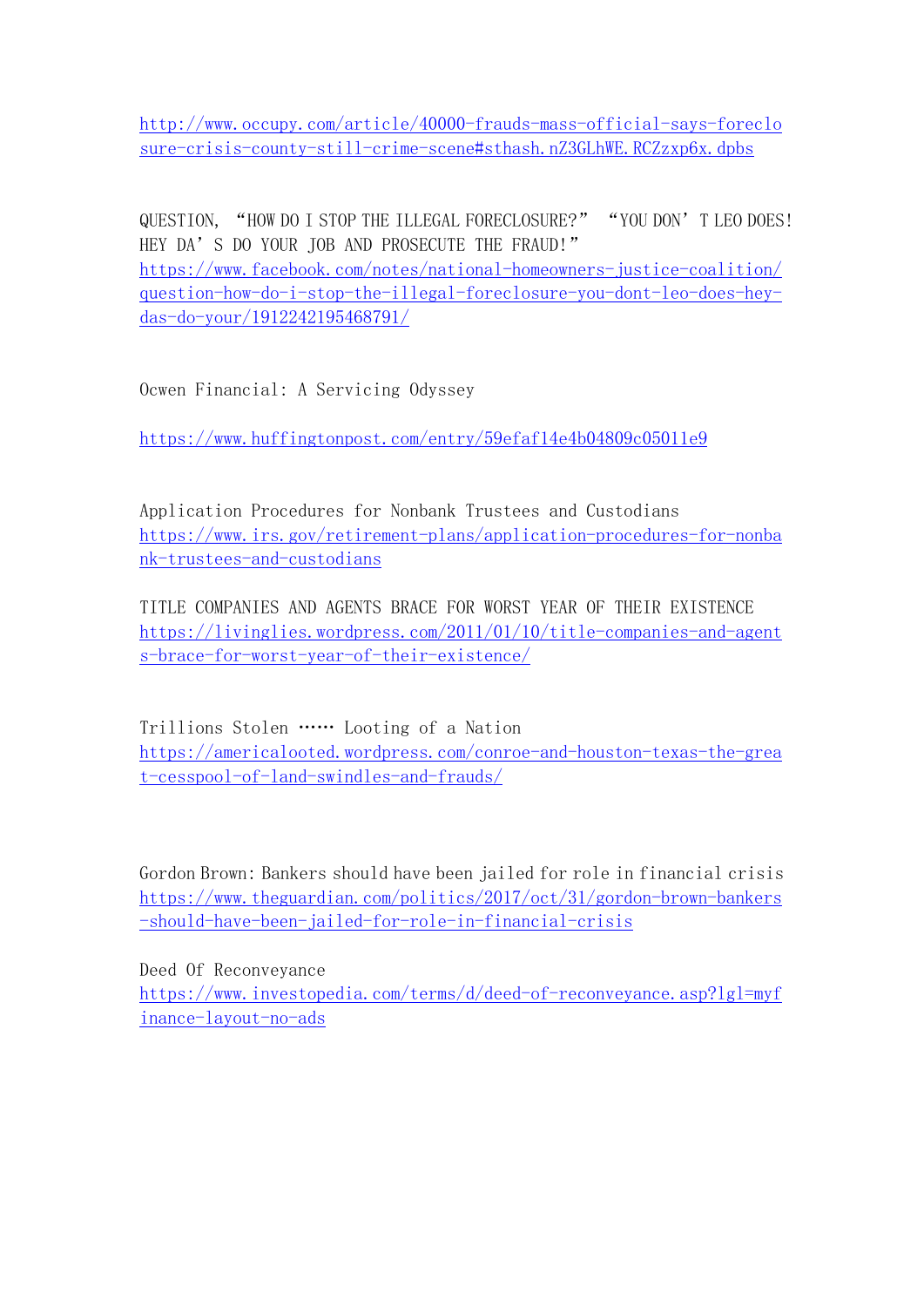http://www.occupy.com/article/40000-frauds-mass-official-says-foreclosure-crisis-county-still-crime-scene#sthash.nZ3GLhWE.RCZzxp6x.dpbs

QUESTION, "HOW DO I STOP THE ILLEGAL FORECLOSURE?" "YOU DON'T LEO DOES! HEY DA'S DO YOUR JOB AND PROSECUTE THE FRAUD!"
https://www.facebook.com/notes/national-homeowners-justice-coalition/question-how-do-i-stop-the-illegal-foreclosure-you-dont-leo-does-hey-das-do-your/1912242195468791/

Ocwen Financial: A Servicing Odyssey

https://www.huffingtonpost.com/entry/59efaf14e4b04809c05011e9

Application Procedures for Nonbank Trustees and Custodians
https://www.irs.gov/retirement-plans/application-procedures-for-nonbank-trustees-and-custodians

TITLE COMPANIES AND AGENTS BRACE FOR WORST YEAR OF THEIR EXISTENCE
https://livinglies.wordpress.com/2011/01/10/title-companies-and-agents-brace-for-worst-year-of-their-existence/

Trillions Stolen …… Looting of a Nation
https://americalooted.wordpress.com/conroe-and-houston-texas-the-great-cesspool-of-land-swindles-and-frauds/

Gordon Brown: Bankers should have been jailed for role in financial crisis
https://www.theguardian.com/politics/2017/oct/31/gordon-brown-bankers-should-have-been-jailed-for-role-in-financial-crisis

Deed Of Reconveyance
https://www.investopedia.com/terms/d/deed-of-reconveyance.asp?lgl=myfinance-layout-no-ads